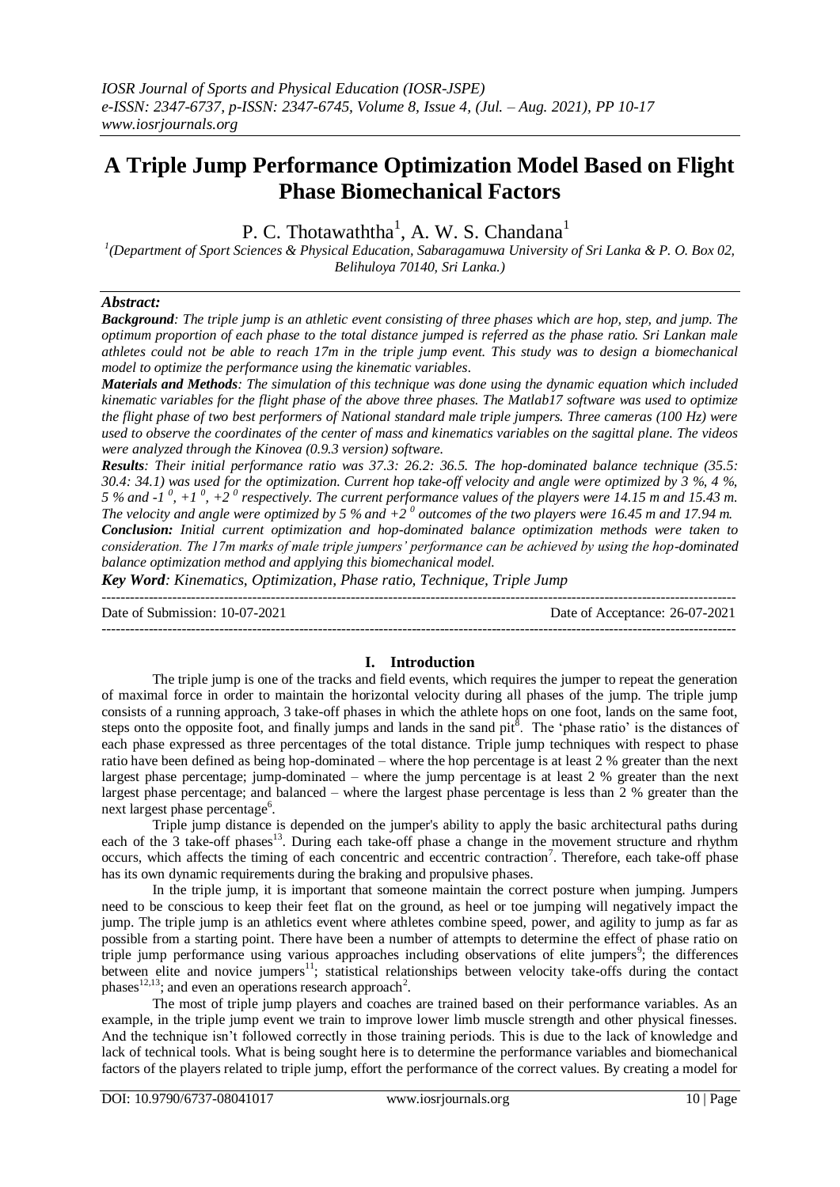# A Triple Jump Performance Optimization Model Based on Flight Phase Biomechanical Factors

P. C. Thotawaththa[1], A. W. S. Chandana[1]

[1](Department of Sport Sciences & Physical Education, Sabaragamuwa University of Sri Lanka & P. O. Box 02, Belihuloya 70140, Sri Lanka.)

## Abstract:

***Background**: The triple jump is an athletic event consisting of three phases which are hop, step, and jump. The optimum proportion of each phase to the total distance jumped is referred as the phase ratio. Sri Lankan male athletes could not be able to reach 17m in the triple jump event. This study was to design a biomechanical model to optimize the performance using the kinematic variables.*

***Materials and Methods**: The simulation of this technique was done using the dynamic equation which included kinematic variables for the flight phase of the above three phases. The Matlab17 software was used to optimize the flight phase of two best performers of National standard male triple jumpers. Three cameras (100 Hz) were used to observe the coordinates of the center of mass and kinematics variables on the sagittal plane. The videos were analyzed through the Kinovea (0.9.3 version) software.*

***Results**: Their initial performance ratio was 37.3: 26.2: 36.5. The hop-dominated balance technique (35.5: 30.4: 34.1) was used for the optimization. Current hop take-off velocity and angle were optimized by 3 %, 4 %, 5 % and -1 $^0$, +1 $^0$, +2 $^0$ respectively. The current performance values of the players were 14.15 m and 15.43 m. The velocity and angle were optimized by 5 % and +2 $^0$ outcomes of the two players were 16.45 m and 17.94 m.*

***Conclusion**: Initial current optimization and hop-dominated balance optimization methods were taken to consideration. The 17m marks of male triple jumpers' performance can be achieved by using the hop-dominated balance optimization method and applying this biomechanical model.*

***Key Word**: Kinematics, Optimization, Phase ratio, Technique, Triple Jump*

Date of Submission: 10-07-2021 Date of Acceptance: 26-07-2021

## I. Introduction

The triple jump is one of the tracks and field events, which requires the jumper to repeat the generation of maximal force in order to maintain the horizontal velocity during all phases of the jump. The triple jump consists of a running approach, 3 take-off phases in which the athlete hops on one foot, lands on the same foot, steps onto the opposite foot, and finally jumps and lands in the sand pit[8]. The 'phase ratio' is the distances of each phase expressed as three percentages of the total distance. Triple jump techniques with respect to phase ratio have been defined as being hop-dominated – where the hop percentage is at least 2 % greater than the next largest phase percentage; jump-dominated – where the jump percentage is at least 2 % greater than the next largest phase percentage; and balanced – where the largest phase percentage is less than 2 % greater than the next largest phase percentage[6].

Triple jump distance is depended on the jumper's ability to apply the basic architectural paths during each of the 3 take-off phases[13]. During each take-off phase a change in the movement structure and rhythm occurs, which affects the timing of each concentric and eccentric contraction[7]. Therefore, each take-off phase has its own dynamic requirements during the braking and propulsive phases.

In the triple jump, it is important that someone maintain the correct posture when jumping. Jumpers need to be conscious to keep their feet flat on the ground, as heel or toe jumping will negatively impact the jump. The triple jump is an athletics event where athletes combine speed, power, and agility to jump as far as possible from a starting point. There have been a number of attempts to determine the effect of phase ratio on triple jump performance using various approaches including observations of elite jumpers[9]; the differences between elite and novice jumpers[11]; statistical relationships between velocity take-offs during the contact phases[12,13]; and even an operations research approach[2].

The most of triple jump players and coaches are trained based on their performance variables. As an example, in the triple jump event we train to improve lower limb muscle strength and other physical finesses. And the technique isn't followed correctly in those training periods. This is due to the lack of knowledge and lack of technical tools. What is being sought here is to determine the performance variables and biomechanical factors of the players related to triple jump, effort the performance of the correct values. By creating a model for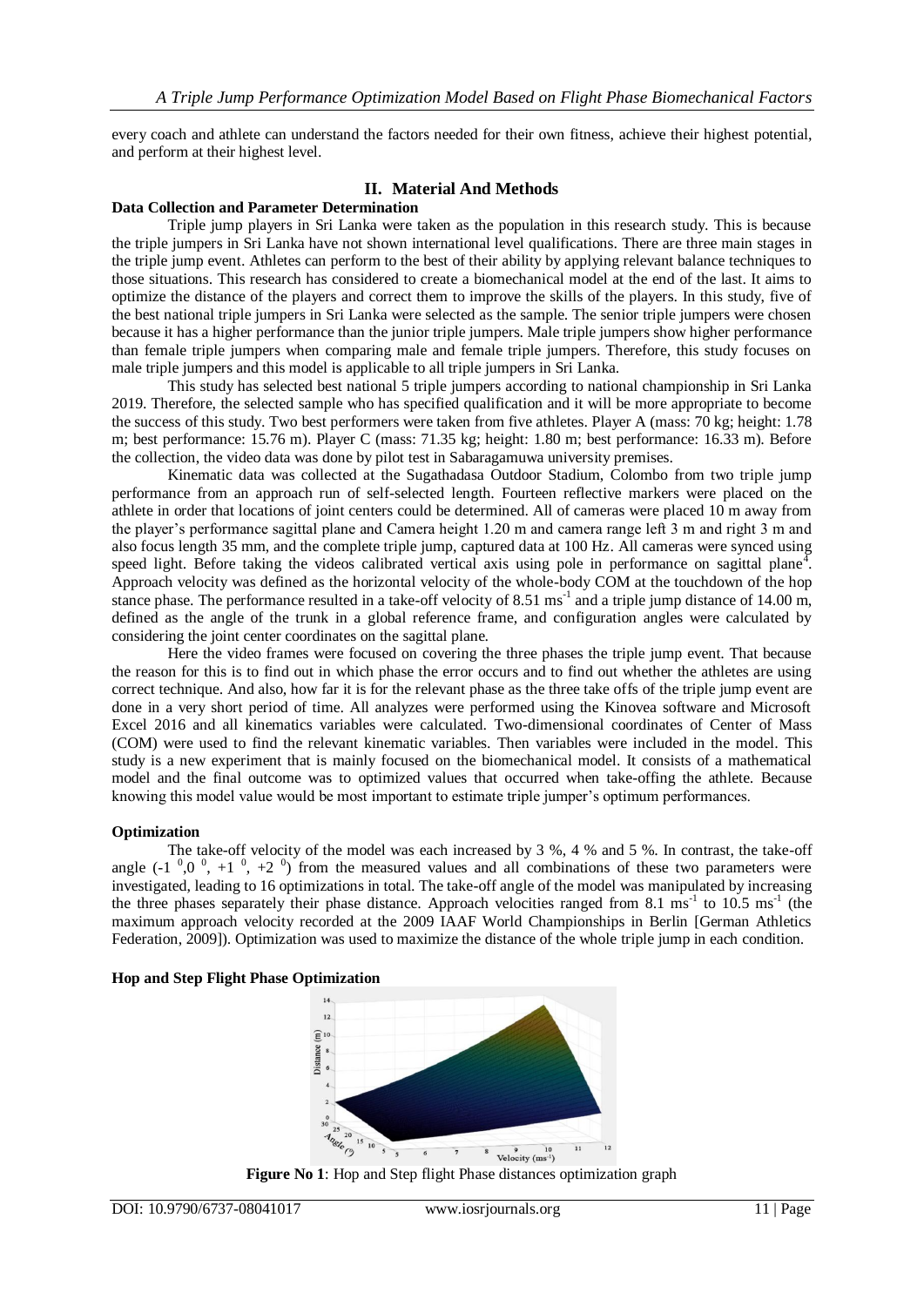every coach and athlete can understand the factors needed for their own fitness, achieve their highest potential, and perform at their highest level.

## II. Material And Methods

### Data Collection and Parameter Determination

Triple jump players in Sri Lanka were taken as the population in this research study. This is because the triple jumpers in Sri Lanka have not shown international level qualifications. There are three main stages in the triple jump event. Athletes can perform to the best of their ability by applying relevant balance techniques to those situations. This research has considered to create a biomechanical model at the end of the last. It aims to optimize the distance of the players and correct them to improve the skills of the players. In this study, five of the best national triple jumpers in Sri Lanka were selected as the sample. The senior triple jumpers were chosen because it has a higher performance than the junior triple jumpers. Male triple jumpers show higher performance than female triple jumpers when comparing male and female triple jumpers. Therefore, this study focuses on male triple jumpers and this model is applicable to all triple jumpers in Sri Lanka.

This study has selected best national 5 triple jumpers according to national championship in Sri Lanka 2019. Therefore, the selected sample who has specified qualification and it will be more appropriate to become the success of this study. Two best performers were taken from five athletes. Player A (mass: 70 kg; height: 1.78 m; best performance: 15.76 m). Player C (mass: 71.35 kg; height: 1.80 m; best performance: 16.33 m). Before the collection, the video data was done by pilot test in Sabaragamuwa university premises.

Kinematic data was collected at the Sugathadasa Outdoor Stadium, Colombo from two triple jump performance from an approach run of self-selected length. Fourteen reflective markers were placed on the athlete in order that locations of joint centers could be determined. All of cameras were placed 10 m away from the player's performance sagittal plane and Camera height 1.20 m and camera range left 3 m and right 3 m and also focus length 35 mm, and the complete triple jump, captured data at 100 Hz. All cameras were synced using speed light. Before taking the videos calibrated vertical axis using pole in performance on sagittal plane[4]. Approach velocity was defined as the horizontal velocity of the whole-body COM at the touchdown of the hop stance phase. The performance resulted in a take-off velocity of 8.51 $ms^{-1}$ and a triple jump distance of 14.00 m, defined as the angle of the trunk in a global reference frame, and configuration angles were calculated by considering the joint center coordinates on the sagittal plane.

Here the video frames were focused on covering the three phases the triple jump event. That because the reason for this is to find out in which phase the error occurs and to find out whether the athletes are using correct technique. And also, how far it is for the relevant phase as the three take offs of the triple jump event are done in a very short period of time. All analyzes were performed using the Kinovea software and Microsoft Excel 2016 and all kinematics variables were calculated. Two-dimensional coordinates of Center of Mass (COM) were used to find the relevant kinematic variables. Then variables were included in the model. This study is a new experiment that is mainly focused on the biomechanical model. It consists of a mathematical model and the final outcome was to optimized values that occurred when take-offing the athlete. Because knowing this model value would be most important to estimate triple jumper's optimum performances.

### Optimization

The take-off velocity of the model was each increased by 3 %, 4 % and 5 %. In contrast, the take-off angle ($-1^0, 0^0, +1^0, +2^0$) from the measured values and all combinations of these two parameters were investigated, leading to 16 optimizations in total. The take-off angle of the model was manipulated by increasing the three phases separately their phase distance. Approach velocities ranged from 8.1 $ms^{-1}$ to 10.5 $ms^{-1}$ (the maximum approach velocity recorded at the 2009 IAAF World Championships in Berlin [German Athletics Federation, 2009]). Optimization was used to maximize the distance of the whole triple jump in each condition.

### Hop and Step Flight Phase Optimization

**Figure No 1**: Hop and Step flight Phase distances optimization graph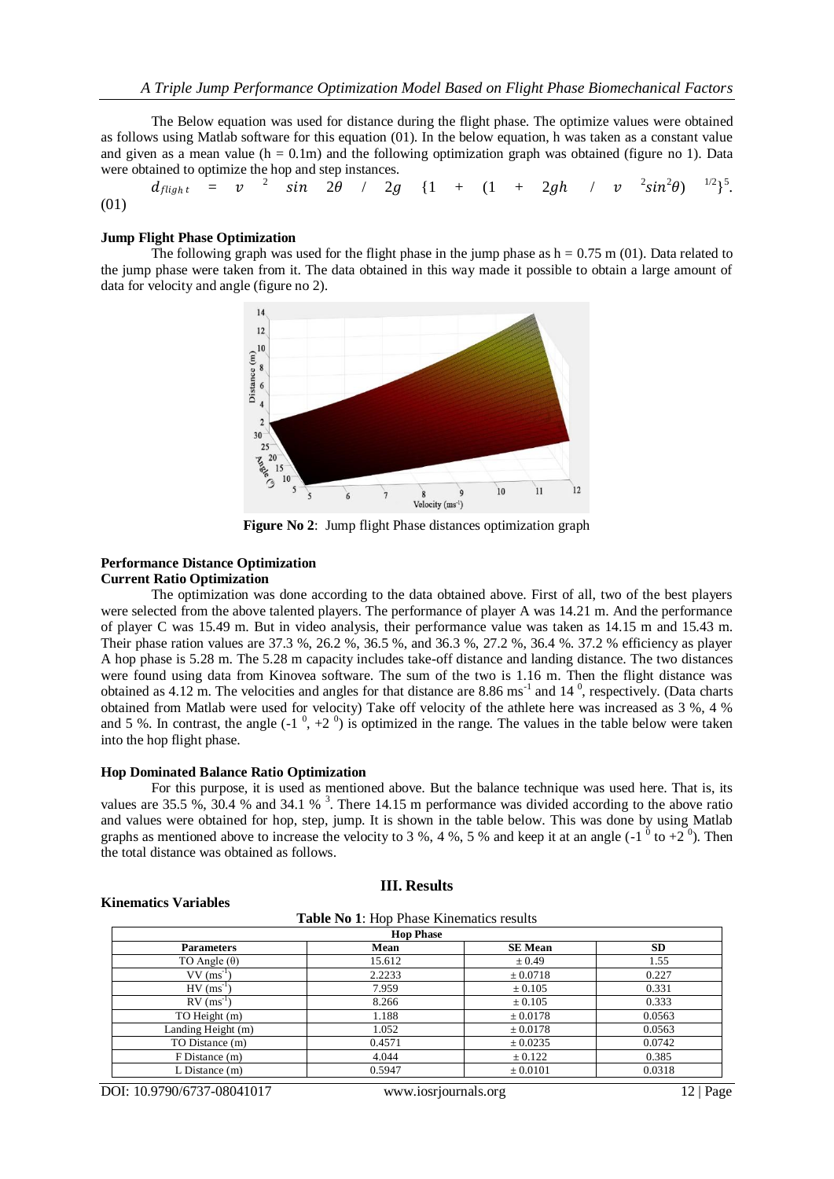The Below equation was used for distance during the flight phase. The optimize values were obtained as follows using Matlab software for this equation (01). In the below equation, h was taken as a constant value and given as a mean value (h = 0.1m) and the following optimization graph was obtained (figure no 1). Data were obtained to optimize the hop and step instances.

$$d_{flight} = v^{2} \sin 2\theta / 2g \; \{1 + (1 + 2gh / v^{2}\sin^{2}\theta)^{1/2}\}^{5}. \quad (01)$$

**Jump Flight Phase Optimization**

The following graph was used for the flight phase in the jump phase as h = 0.75 m (01). Data related to the jump phase were taken from it. The data obtained in this way made it possible to obtain a large amount of data for velocity and angle (figure no 2).

**Figure No 2**: Jump flight Phase distances optimization graph

**Performance Distance Optimization**

**Current Ratio Optimization**

The optimization was done according to the data obtained above. First of all, two of the best players were selected from the above talented players. The performance of player A was 14.21 m. And the performance of player C was 15.49 m. But in video analysis, their performance value was taken as 14.15 m and 15.43 m. Their phase ration values are 37.3 %, 26.2 %, 36.5 %, and 36.3 %, 27.2 %, 36.4 %. 37.2 % efficiency as player A hop phase is 5.28 m. The 5.28 m capacity includes take-off distance and landing distance. The two distances were found using data from Kinovea software. The sum of the two is 1.16 m. Then the flight distance was obtained as 4.12 m. The velocities and angles for that distance are 8.86 $ms^{-1}$ and $14^{0}$, respectively. (Data charts obtained from Matlab were used for velocity) Take off velocity of the athlete here was increased as 3 %, 4 % and 5 %. In contrast, the angle ($-1^{0}$, $+2^{0}$) is optimized in the range. The values in the table below were taken into the hop flight phase.

**Hop Dominated Balance Ratio Optimization**

For this purpose, it is used as mentioned above. But the balance technique was used here. That is, its values are 35.5 %, 30.4 % and 34.1 % [3]. There 14.15 m performance was divided according to the above ratio and values were obtained for hop, step, jump. It is shown in the table below. This was done by using Matlab graphs as mentioned above to increase the velocity to 3 %, 4 %, 5 % and keep it at an angle ($-1^{0}$ to $+2^{0}$). Then the total distance was obtained as follows.

## III. Results

**Kinematics Variables**

**Table No 1**: Hop Phase Kinematics results

| Hop Phase | | | |
|---|---|---|---|
| **Parameters** | **Mean** | **SE Mean** | **SD** |
| TO Angle (θ) | 15.612 | ± 0.49 | 1.55 |
| VV ($ms^{-1}$) | 2.2233 | ± 0.0718 | 0.227 |
| HV ($ms^{-1}$) | 7.959 | ± 0.105 | 0.331 |
| RV ($ms^{-1}$) | 8.266 | ± 0.105 | 0.333 |
| TO Height (m) | 1.188 | ± 0.0178 | 0.0563 |
| Landing Height (m) | 1.052 | ± 0.0178 | 0.0563 |
| TO Distance (m) | 0.4571 | ± 0.0235 | 0.0742 |
| F Distance (m) | 4.044 | ± 0.122 | 0.385 |
| L Distance (m) | 0.5947 | ± 0.0101 | 0.0318 |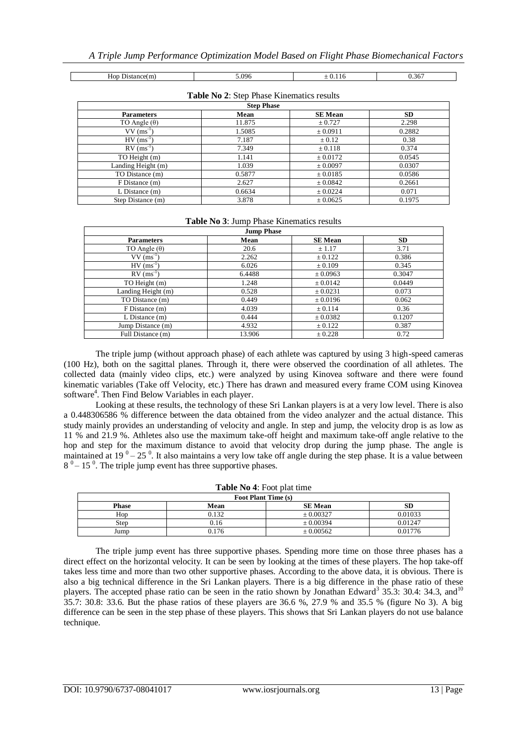| Hop Distance(m) | 5.096 | ± 0.116 | 0.367 |
|---|---|---|---|

**Table No 2**: Step Phase Kinematics results

| Step Phase | | | |
|---|---|---|---|
| **Parameters** | **Mean** | **SE Mean** | **SD** |
| TO Angle (θ) | 11.875 | ± 0.727 | 2.298 |
| VV ($ms^{-1}$) | 1.5085 | ± 0.0911 | 0.2882 |
| HV ($ms^{-1}$) | 7.187 | ± 0.12 | 0.38 |
| RV ($ms^{-1}$) | 7.349 | ± 0.118 | 0.374 |
| TO Height (m) | 1.141 | ± 0.0172 | 0.0545 |
| Landing Height (m) | 1.039 | ± 0.0097 | 0.0307 |
| TO Distance (m) | 0.5877 | ± 0.0185 | 0.0586 |
| F Distance (m) | 2.627 | ± 0.0842 | 0.2661 |
| L Distance (m) | 0.6634 | ± 0.0224 | 0.071 |
| Step Distance (m) | 3.878 | ± 0.0625 | 0.1975 |

**Table No 3**: Jump Phase Kinematics results

| Jump Phase | | | |
|---|---|---|---|
| **Parameters** | **Mean** | **SE Mean** | **SD** |
| TO Angle (θ) | 20.6 | ± 1.17 | 3.71 |
| VV ($ms^{-1}$) | 2.262 | ± 0.122 | 0.386 |
| HV ($ms^{-1}$) | 6.026 | ± 0.109 | 0.345 |
| RV ($ms^{-1}$) | 6.4488 | ± 0.0963 | 0.3047 |
| TO Height (m) | 1.248 | ± 0.0142 | 0.0449 |
| Landing Height (m) | 0.528 | ± 0.0231 | 0.073 |
| TO Distance (m) | 0.449 | ± 0.0196 | 0.062 |
| F Distance (m) | 4.039 | ± 0.114 | 0.36 |
| L Distance (m) | 0.444 | ± 0.0382 | 0.1207 |
| Jump Distance (m) | 4.932 | ± 0.122 | 0.387 |
| Full Distance (m) | 13.906 | ± 0.228 | 0.72 |

The triple jump (without approach phase) of each athlete was captured by using 3 high-speed cameras (100 Hz), both on the sagittal planes. Through it, there were observed the coordination of all athletes. The collected data (mainly video clips, etc.) were analyzed by using Kinovea software and there were found kinematic variables (Take off Velocity, etc.) There has drawn and measured every frame COM using Kinovea software[4]. Then Find Below Variables in each player.

Looking at these results, the technology of these Sri Lankan players is at a very low level. There is also a 0.448306586 % difference between the data obtained from the video analyzer and the actual distance. This study mainly provides an understanding of velocity and angle. In step and jump, the velocity drop is as low as 11 % and 21.9 %. Athletes also use the maximum take-off height and maximum take-off angle relative to the hop and step for the maximum distance to avoid that velocity drop during the jump phase. The angle is maintained at $19^0 - 25^0$. It also maintains a very low take off angle during the step phase. It is a value between $8^0 - 15^0$. The triple jump event has three supportive phases.

**Table No 4**: Foot plat time

| Foot Plant Time (s) | | | |
|---|---|---|---|
| **Phase** | **Mean** | **SE Mean** | **SD** |
| Hop | 0.132 | ± 0.00327 | 0.01033 |
| Step | 0.16 | ± 0.00394 | 0.01247 |
| Jump | 0.176 | ± 0.00562 | 0.01776 |

The triple jump event has three supportive phases. Spending more time on those three phases has a direct effect on the horizontal velocity. It can be seen by looking at the times of these players. The hop take-off takes less time and more than two other supportive phases. According to the above data, it is obvious. There is also a big technical difference in the Sri Lankan players. There is a big difference in the phase ratio of these players. The accepted phase ratio can be seen in the ratio shown by Jonathan Edward[3] 35.3: 30.4: 34.3, and[10] 35.7: 30.8: 33.6. But the phase ratios of these players are 36.6 %, 27.9 % and 35.5 % (figure No 3). A big difference can be seen in the step phase of these players. This shows that Sri Lankan players do not use balance technique.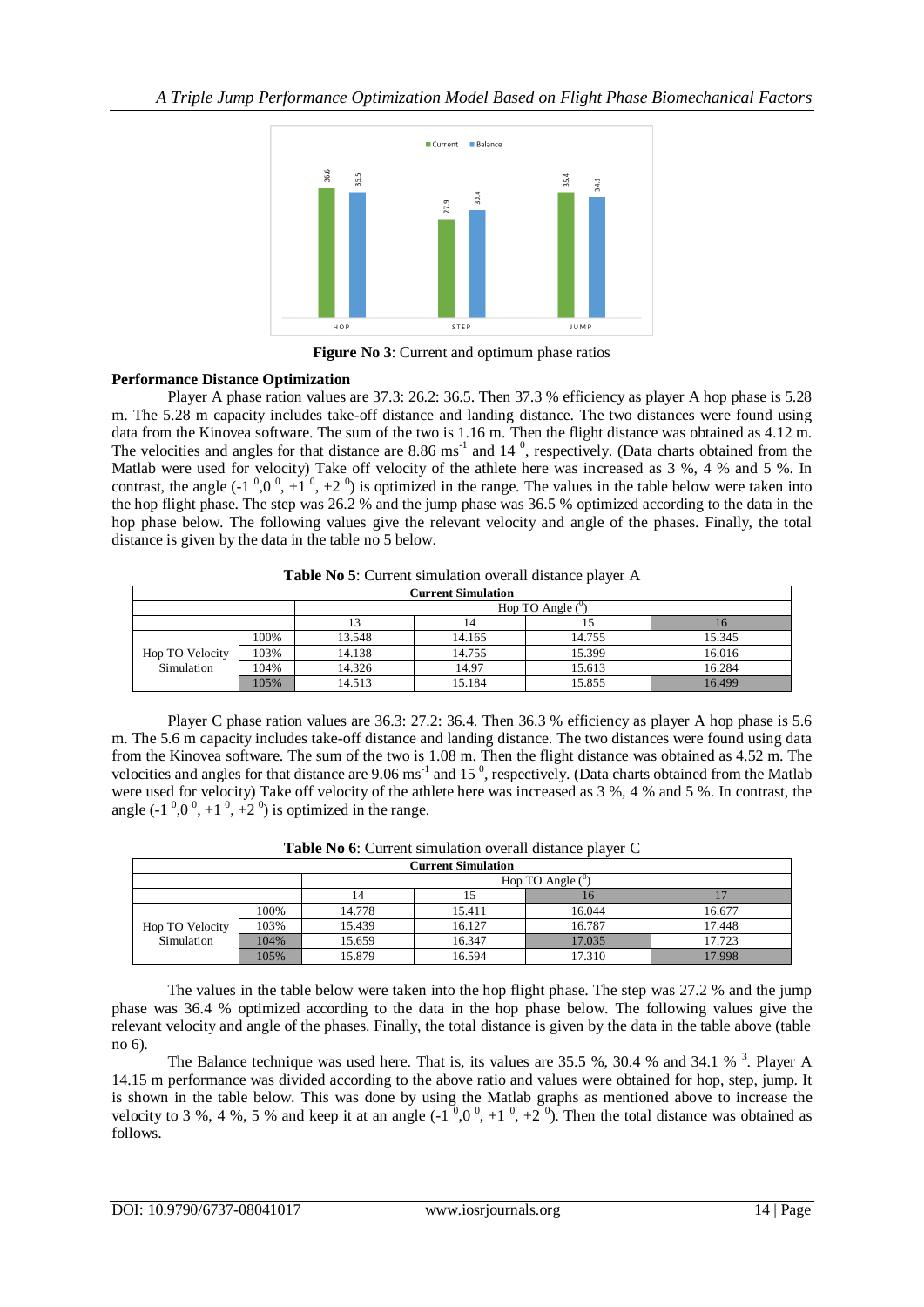**Figure No 3**: Current and optimum phase ratios

### Performance Distance Optimization

Player A phase ration values are 37.3: 26.2: 36.5. Then 37.3 % efficiency as player A hop phase is 5.28 m. The 5.28 m capacity includes take-off distance and landing distance. The two distances were found using data from the Kinovea software. The sum of the two is 1.16 m. Then the flight distance was obtained as 4.12 m. The velocities and angles for that distance are 8.86 $ms^{-1}$ and 14 $^{0}$, respectively. (Data charts obtained from the Matlab were used for velocity) Take off velocity of the athlete here was increased as 3 %, 4 % and 5 %. In contrast, the angle (-1 $^{0}$,0 $^{0}$, +1 $^{0}$, +2 $^{0}$) is optimized in the range. The values in the table below were taken into the hop flight phase. The step was 26.2 % and the jump phase was 36.5 % optimized according to the data in the hop phase below. The following values give the relevant velocity and angle of the phases. Finally, the total distance is given by the data in the table no 5 below.

**Table No 5**: Current simulation overall distance player A

| Current Simulation | | | | | |
|---|---|---|---|---|---|
| | | Hop TO Angle ($^{0}$) | | | |
| | | 13 | 14 | 15 | 16 |
| Hop TO Velocity Simulation | 100% | 13.548 | 14.165 | 14.755 | 15.345 |
| | 103% | 14.138 | 14.755 | 15.399 | 16.016 |
| | 104% | 14.326 | 14.97 | 15.613 | 16.284 |
| | 105% | 14.513 | 15.184 | 15.855 | 16.499 |

Player C phase ration values are 36.3: 27.2: 36.4. Then 36.3 % efficiency as player A hop phase is 5.6 m. The 5.6 m capacity includes take-off distance and landing distance. The two distances were found using data from the Kinovea software. The sum of the two is 1.08 m. Then the flight distance was obtained as 4.52 m. The velocities and angles for that distance are 9.06 $ms^{-1}$ and 15 $^{0}$, respectively. (Data charts obtained from the Matlab were used for velocity) Take off velocity of the athlete here was increased as 3 %, 4 % and 5 %. In contrast, the angle (-1 $^{0}$,0 $^{0}$, +1 $^{0}$, +2 $^{0}$) is optimized in the range.

**Table No 6**: Current simulation overall distance player C

| Current Simulation | | | | | |
|---|---|---|---|---|---|
| | | Hop TO Angle ($^{0}$) | | | |
| | | 14 | 15 | 16 | 17 |
| Hop TO Velocity Simulation | 100% | 14.778 | 15.411 | 16.044 | 16.677 |
| | 103% | 15.439 | 16.127 | 16.787 | 17.448 |
| | 104% | 15.659 | 16.347 | 17.035 | 17.723 |
| | 105% | 15.879 | 16.594 | 17.310 | 17.998 |

The values in the table below were taken into the hop flight phase. The step was 27.2 % and the jump phase was 36.4 % optimized according to the data in the hop phase below. The following values give the relevant velocity and angle of the phases. Finally, the total distance is given by the data in the table above (table no 6).

The Balance technique was used here. That is, its values are 35.5 %, 30.4 % and 34.1 % [3]. Player A 14.15 m performance was divided according to the above ratio and values were obtained for hop, step, jump. It is shown in the table below. This was done by using the Matlab graphs as mentioned above to increase the velocity to 3 %, 4 %, 5 % and keep it at an angle (-1 $^{0}$,0 $^{0}$, +1 $^{0}$, +2 $^{0}$). Then the total distance was obtained as follows.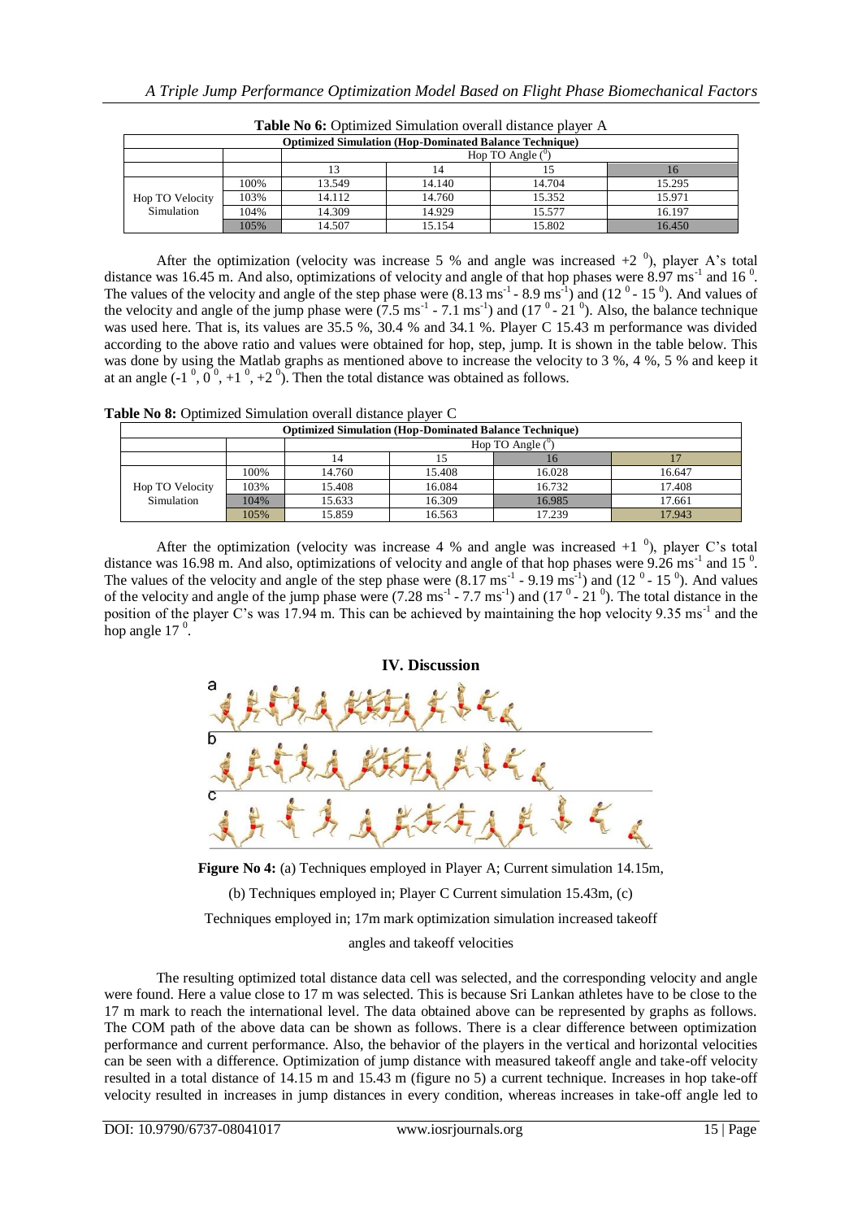**Table No 6:** Optimized Simulation overall distance player A

| Optimized Simulation (Hop-Dominated Balance Technique) | | | | | |
|---|---|---|---|---|---|
| | | Hop TO Angle ($^0$) | | | |
| | | 13 | 14 | 15 | 16 |
| Hop TO Velocity Simulation | 100% | 13.549 | 14.140 | 14.704 | 15.295 |
| | 103% | 14.112 | 14.760 | 15.352 | 15.971 |
| | 104% | 14.309 | 14.929 | 15.577 | 16.197 |
| | 105% | 14.507 | 15.154 | 15.802 | 16.450 |

After the optimization (velocity was increase 5 % and angle was increased +2 $^0$), player A's total distance was 16.45 m. And also, optimizations of velocity and angle of that hop phases were 8.97 ms$^{-1}$ and 16 $^0$. The values of the velocity and angle of the step phase were (8.13 ms$^{-1}$ - 8.9 ms$^{-1}$) and (12 $^0$ - 15 $^0$). And values of the velocity and angle of the jump phase were (7.5 ms$^{-1}$ - 7.1 ms$^{-1}$) and (17 $^0$ - 21 $^0$). Also, the balance technique was used here. That is, its values are 35.5 %, 30.4 % and 34.1 %. Player C 15.43 m performance was divided according to the above ratio and values were obtained for hop, step, jump. It is shown in the table below. This was done by using the Matlab graphs as mentioned above to increase the velocity to 3 %, 4 %, 5 % and keep it at an angle (-1 $^0$, 0 $^0$, +1 $^0$, +2 $^0$). Then the total distance was obtained as follows.

**Table No 8:** Optimized Simulation overall distance player C

| Optimized Simulation (Hop-Dominated Balance Technique) | | | | | |
|---|---|---|---|---|---|
| | | Hop TO Angle ($^0$) | | | |
| | | 14 | 15 | 16 | 17 |
| Hop TO Velocity Simulation | 100% | 14.760 | 15.408 | 16.028 | 16.647 |
| | 103% | 15.408 | 16.084 | 16.732 | 17.408 |
| | 104% | 15.633 | 16.309 | 16.985 | 17.661 |
| | 105% | 15.859 | 16.563 | 17.239 | 17.943 |

After the optimization (velocity was increase 4 % and angle was increased +1 $^0$), player C's total distance was 16.98 m. And also, optimizations of velocity and angle of that hop phases were 9.26 ms$^{-1}$ and 15 $^0$. The values of the velocity and angle of the step phase were (8.17 ms$^{-1}$ - 9.19 ms$^{-1}$) and (12 $^0$ - 15 $^0$). And values of the velocity and angle of the jump phase were (7.28 ms$^{-1}$ - 7.7 ms$^{-1}$) and (17 $^0$ - 21 $^0$). The total distance in the position of the player C's was 17.94 m. This can be achieved by maintaining the hop velocity 9.35 ms$^{-1}$ and the hop angle 17 $^0$.

## IV. Discussion

**Figure No 4:** (a) Techniques employed in Player A; Current simulation 14.15m, (b) Techniques employed in; Player C Current simulation 15.43m, (c) Techniques employed in; 17m mark optimization simulation increased takeoff angles and takeoff velocities

The resulting optimized total distance data cell was selected, and the corresponding velocity and angle were found. Here a value close to 17 m was selected. This is because Sri Lankan athletes have to be close to the 17 m mark to reach the international level. The data obtained above can be represented by graphs as follows. The COM path of the above data can be shown as follows. There is a clear difference between optimization performance and current performance. Also, the behavior of the players in the vertical and horizontal velocities can be seen with a difference. Optimization of jump distance with measured takeoff angle and take-off velocity resulted in a total distance of 14.15 m and 15.43 m (figure no 5) a current technique. Increases in hop take-off velocity resulted in increases in jump distances in every condition, whereas increases in take-off angle led to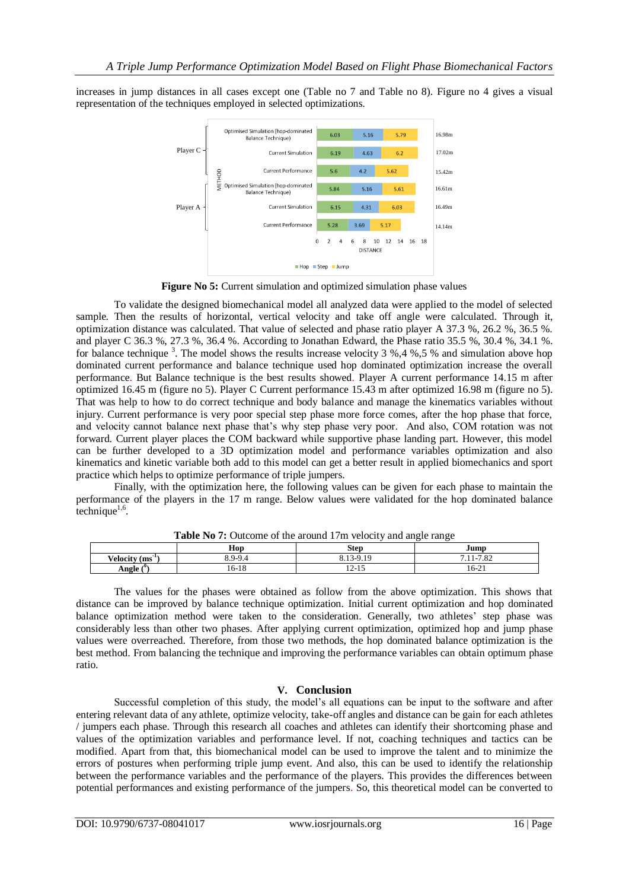increases in jump distances in all cases except one (Table no 7 and Table no 8). Figure no 4 gives a visual representation of the techniques employed in selected optimizations.

**Figure No 5:** Current simulation and optimized simulation phase values

To validate the designed biomechanical model all analyzed data were applied to the model of selected sample. Then the results of horizontal, vertical velocity and take off angle were calculated. Through it, optimization distance was calculated. That value of selected and phase ratio player A 37.3 %, 26.2 %, 36.5 %. and player C 36.3 %, 27.3 %, 36.4 %. According to Jonathan Edward, the Phase ratio 35.5 %, 30.4 %, 34.1 %. for balance technique [3]. The model shows the results increase velocity 3 %,4 %,5 % and simulation above hop dominated current performance and balance technique used hop dominated optimization increase the overall performance. But Balance technique is the best results showed. Player A current performance 14.15 m after optimized 16.45 m (figure no 5). Player C Current performance 15.43 m after optimized 16.98 m (figure no 5). That was help to how to do correct technique and body balance and manage the kinematics variables without injury. Current performance is very poor special step phase more force comes, after the hop phase that force, and velocity cannot balance next phase that's why step phase very poor. And also, COM rotation was not forward. Current player places the COM backward while supportive phase landing part. However, this model can be further developed to a 3D optimization model and performance variables optimization and also kinematics and kinetic variable both add to this model can get a better result in applied biomechanics and sport practice which helps to optimize performance of triple jumpers.

Finally, with the optimization here, the following values can be given for each phase to maintain the performance of the players in the 17 m range. Below values were validated for the hop dominated balance technique[1,6].

**Table No 7:** Outcome of the around 17m velocity and angle range

| | Hop | Step | Jump |
|---|---|---|---|
| **Velocity ($ms^{-1}$)** | 8.9-9.4 | 8.13-9.19 | 7.11-7.82 |
| **Angle ($^{0}$)** | 16-18 | 12-15 | 16-21 |

The values for the phases were obtained as follow from the above optimization. This shows that distance can be improved by balance technique optimization. Initial current optimization and hop dominated balance optimization method were taken to the consideration. Generally, two athletes' step phase was considerably less than other two phases. After applying current optimization, optimized hop and jump phase values were overreached. Therefore, from those two methods, the hop dominated balance optimization is the best method. From balancing the technique and improving the performance variables can obtain optimum phase ratio.

## V. Conclusion

Successful completion of this study, the model's all equations can be input to the software and after entering relevant data of any athlete, optimize velocity, take-off angles and distance can be gain for each athletes / jumpers each phase. Through this research all coaches and athletes can identify their shortcoming phase and values of the optimization variables and performance level. If not, coaching techniques and tactics can be modified. Apart from that, this biomechanical model can be used to improve the talent and to minimize the errors of postures when performing triple jump event. And also, this can be used to identify the relationship between the performance variables and the performance of the players. This provides the differences between potential performances and existing performance of the jumpers. So, this theoretical model can be converted to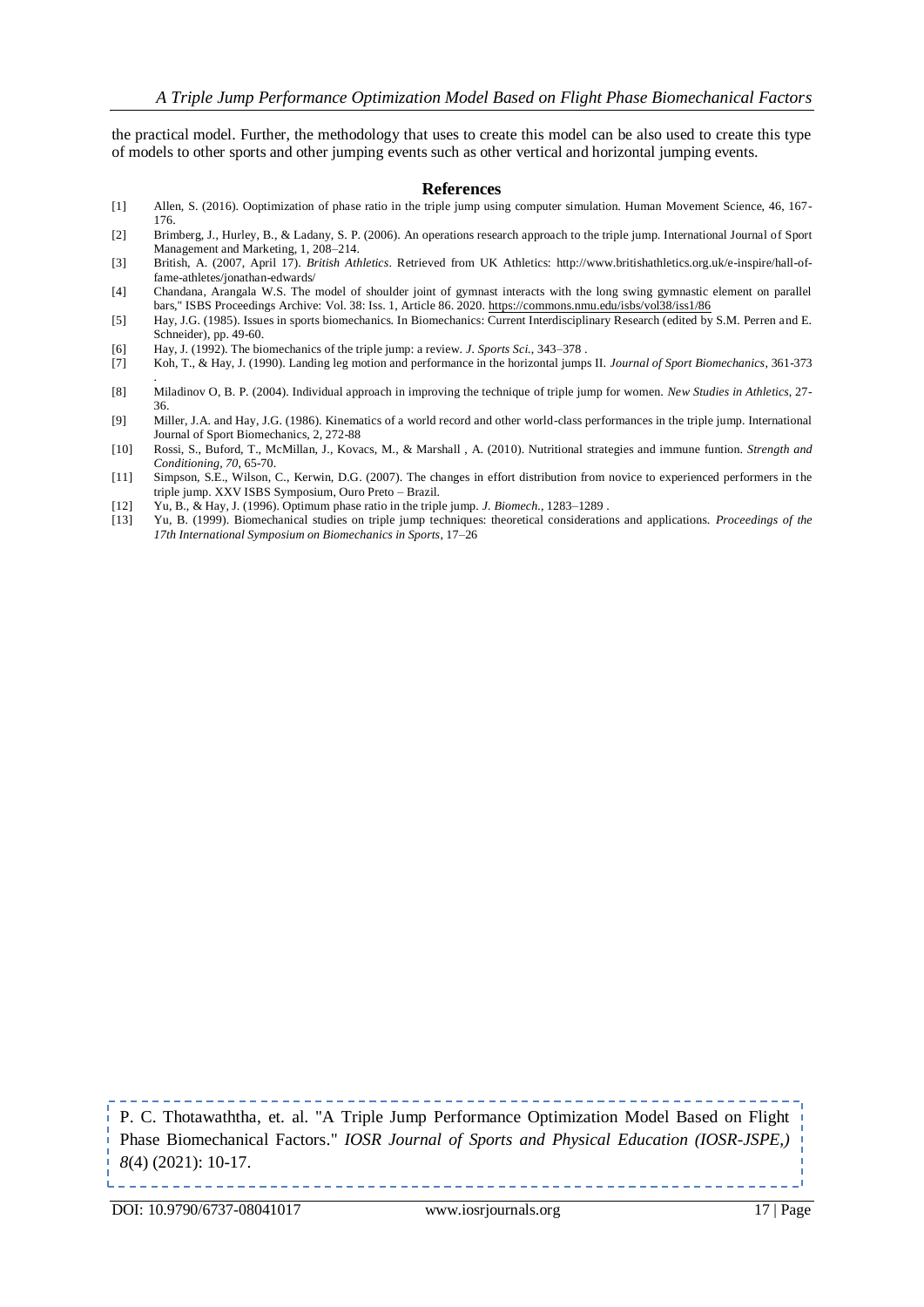the practical model. Further, the methodology that uses to create this model can be also used to create this type of models to other sports and other jumping events such as other vertical and horizontal jumping events.

## References

[1] Allen, S. (2016). Ooptimization of phase ratio in the triple jump using computer simulation. Human Movement Science, 46, 167-176.

[2] Brimberg, J., Hurley, B., & Ladany, S. P. (2006). An operations research approach to the triple jump. International Journal of Sport Management and Marketing, 1, 208–214.

[3] British, A. (2007, April 17). *British Athletics*. Retrieved from UK Athletics: http://www.britishathletics.org.uk/e-inspire/hall-of-fame-athletes/jonathan-edwards/

[4] Chandana, Arangala W.S. The model of shoulder joint of gymnast interacts with the long swing gymnastic element on parallel bars," ISBS Proceedings Archive: Vol. 38: Iss. 1, Article 86. 2020. https://commons.nmu.edu/isbs/vol38/iss1/86

[5] Hay, J.G. (1985). Issues in sports biomechanics. In Biomechanics: Current Interdisciplinary Research (edited by S.M. Perren and E. Schneider), pp. 49-60.

[6] Hay, J. (1992). The biomechanics of the triple jump: a review. *J. Sports Sci.*, 343–378 .

[7] Koh, T., & Hay, J. (1990). Landing leg motion and performance in the horizontal jumps II. *Journal of Sport Biomechanics*, 361-373 .

[8] Miladinov O, B. P. (2004). Individual approach in improving the technique of triple jump for women. *New Studies in Athletics*, 27-36.

[9] Miller, J.A. and Hay, J.G. (1986). Kinematics of a world record and other world-class performances in the triple jump. International Journal of Sport Biomechanics, 2, 272-88

[10] Rossi, S., Buford, T., McMillan, J., Kovacs, M., & Marshall , A. (2010). Nutritional strategies and immune funtion. *Strength and Conditioning*, *70*, 65-70.

[11] Simpson, S.E., Wilson, C., Kerwin, D.G. (2007). The changes in effort distribution from novice to experienced performers in the triple jump. XXV ISBS Symposium, Ouro Preto – Brazil.

[12] Yu, B., & Hay, J. (1996). Optimum phase ratio in the triple jump. *J. Biomech.*, 1283–1289 .

[13] Yu, B. (1999). Biomechanical studies on triple jump techniques: theoretical considerations and applications. *Proceedings of the 17th International Symposium on Biomechanics in Sports*, 17–26

P. C. Thotawaththa, et. al. "A Triple Jump Performance Optimization Model Based on Flight Phase Biomechanical Factors." *IOSR Journal of Sports and Physical Education (IOSR-JSPE,)* *8*(4) (2021): 10-17.